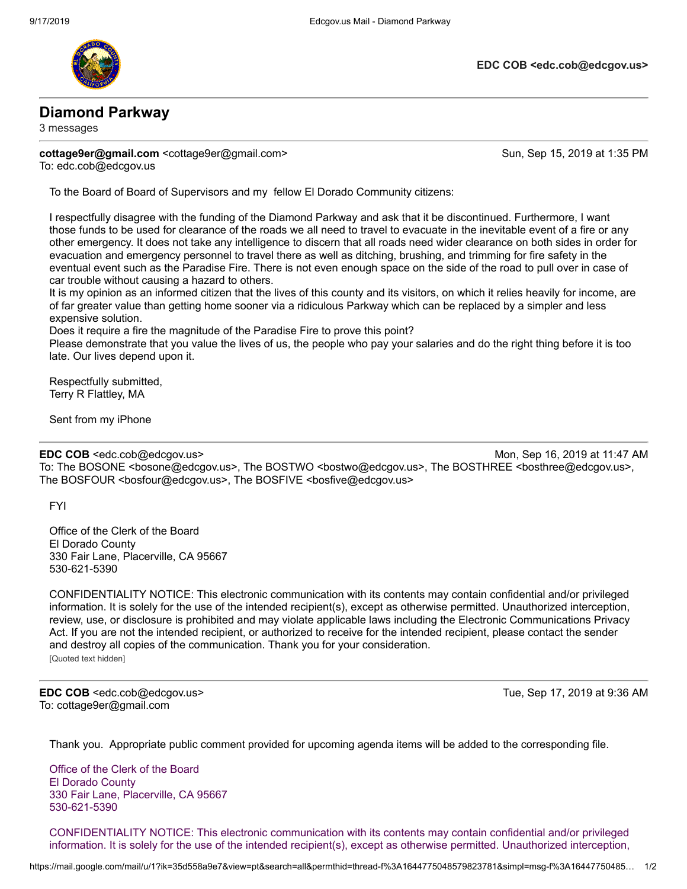EDC COB <edc.cob@edcgov.us>

# Diamond Parkway

3 messages

**cottage9er@gmail.com** <cottage9er@gmail.com> Sun, Sep 15, 2019 at 1:35 PM
To: edc.cob@edcgov.us

To the Board of Board of Supervisors and my fellow El Dorado Community citizens:

I respectfully disagree with the funding of the Diamond Parkway and ask that it be discontinued. Furthermore, I want those funds to be used for clearance of the roads we all need to travel to evacuate in the inevitable event of a fire or any other emergency. It does not take any intelligence to discern that all roads need wider clearance on both sides in order for evacuation and emergency personnel to travel there as well as ditching, brushing, and trimming for fire safety in the eventual event such as the Paradise Fire. There is not even enough space on the side of the road to pull over in case of car trouble without causing a hazard to others.
It is my opinion as an informed citizen that the lives of this county and its visitors, on which it relies heavily for income, are of far greater value than getting home sooner via a ridiculous Parkway which can be replaced by a simpler and less expensive solution.
Does it require a fire the magnitude of the Paradise Fire to prove this point?
Please demonstrate that you value the lives of us, the people who pay your salaries and do the right thing before it is too late. Our lives depend upon it.

Respectfully submitted,
Terry R Flattley, MA

Sent from my iPhone

---

**EDC COB** <edc.cob@edcgov.us> Mon, Sep 16, 2019 at 11:47 AM
To: The BOSONE <bosone@edcgov.us>, The BOSTWO <bostwo@edcgov.us>, The BOSTHREE <bosthree@edcgov.us>, The BOSFOUR <bosfour@edcgov.us>, The BOSFIVE <bosfive@edcgov.us>

FYI

Office of the Clerk of the Board
El Dorado County
330 Fair Lane, Placerville, CA 95667
530-621-5390

CONFIDENTIALITY NOTICE: This electronic communication with its contents may contain confidential and/or privileged information. It is solely for the use of the intended recipient(s), except as otherwise permitted. Unauthorized interception, review, use, or disclosure is prohibited and may violate applicable laws including the Electronic Communications Privacy Act. If you are not the intended recipient, or authorized to receive for the intended recipient, please contact the sender and destroy all copies of the communication. Thank you for your consideration.
[Quoted text hidden]

---

**EDC COB** <edc.cob@edcgov.us> Tue, Sep 17, 2019 at 9:36 AM
To: cottage9er@gmail.com

Thank you. Appropriate public comment provided for upcoming agenda items will be added to the corresponding file.

Office of the Clerk of the Board
El Dorado County
330 Fair Lane, Placerville, CA 95667
530-621-5390

CONFIDENTIALITY NOTICE: This electronic communication with its contents may contain confidential and/or privileged information. It is solely for the use of the intended recipient(s), except as otherwise permitted. Unauthorized interception,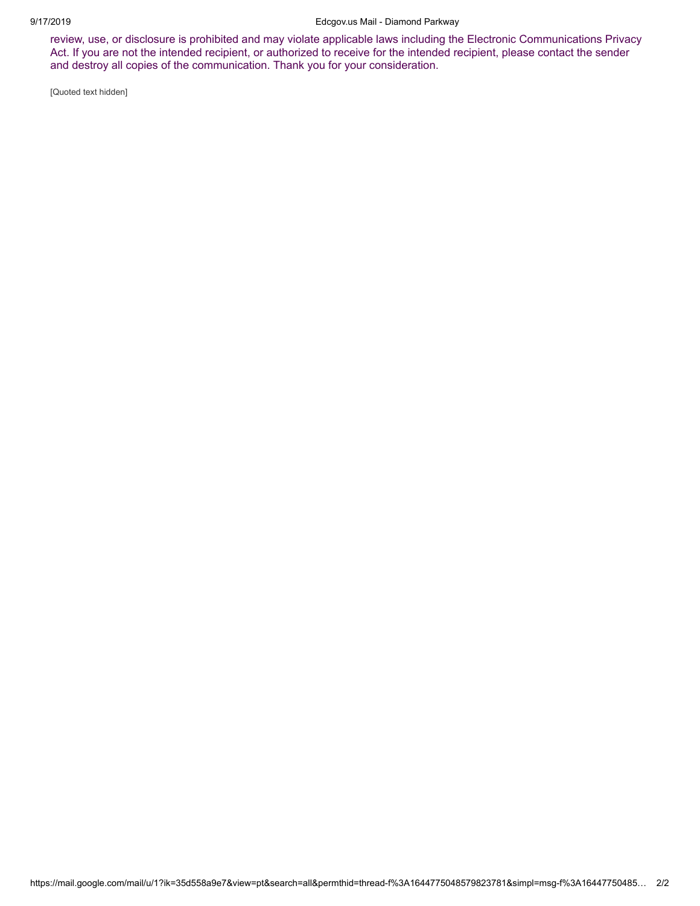review, use, or disclosure is prohibited and may violate applicable laws including the Electronic Communications Privacy Act. If you are not the intended recipient, or authorized to receive for the intended recipient, please contact the sender and destroy all copies of the communication. Thank you for your consideration.

[Quoted text hidden]